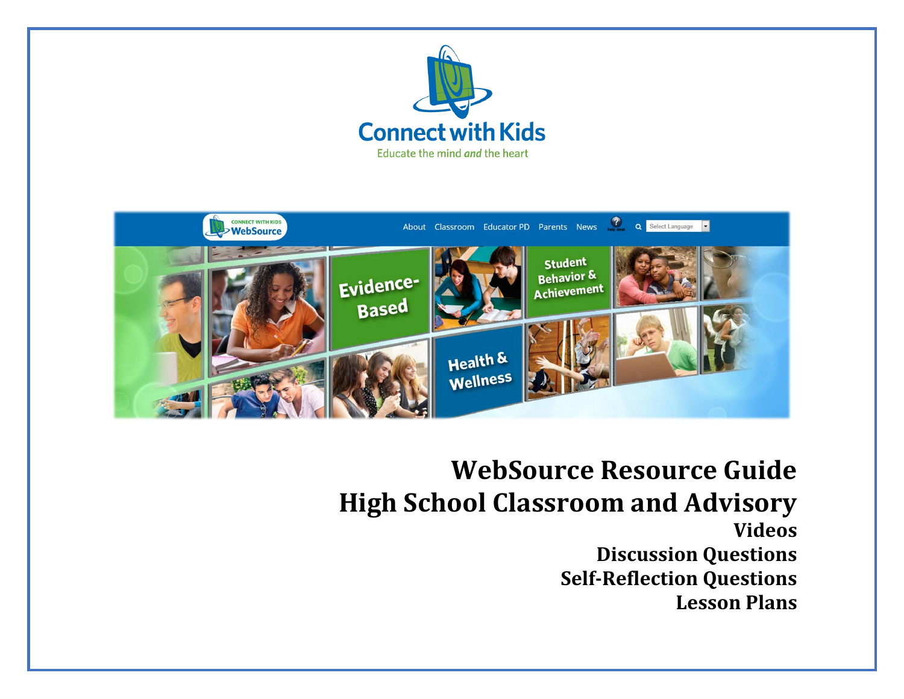Connect with Kids

Educate the mind *and* the heart

# WebSource Resource Guide
# High School Classroom and Advisory

**Videos**

**Discussion Questions**

**Self-Reflection Questions**

**Lesson Plans**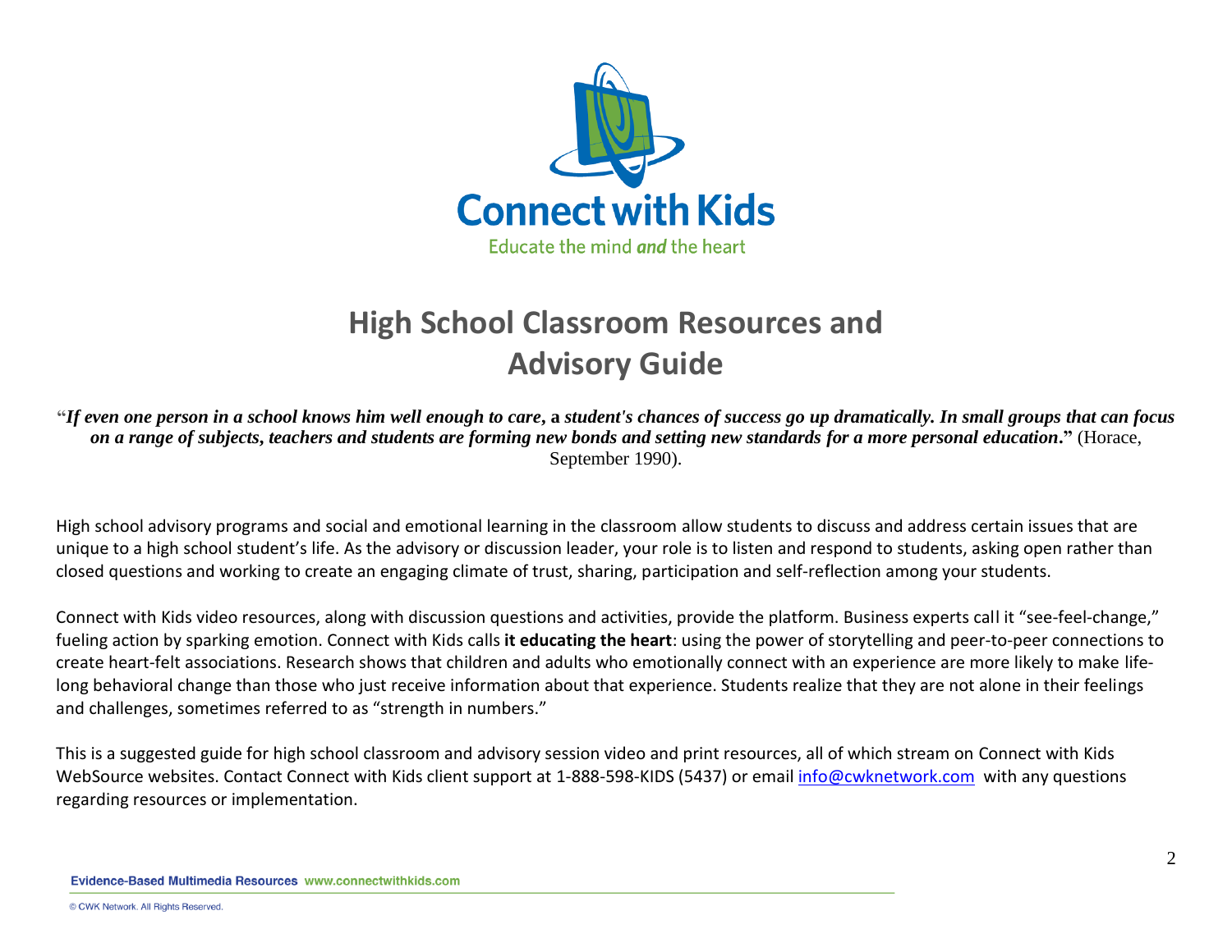Connect with Kids

Educate the mind *and* the heart

# High School Classroom Resources and Advisory Guide

"***If even one person in a school knows him well enough to care*, a *student's chances of success go up dramatically. In small groups that can focus on a range of subjects, teachers and students are forming new bonds and setting new standards for a more personal education*."** (Horace, September 1990).

High school advisory programs and social and emotional learning in the classroom allow students to discuss and address certain issues that are unique to a high school student's life. As the advisory or discussion leader, your role is to listen and respond to students, asking open rather than closed questions and working to create an engaging climate of trust, sharing, participation and self-reflection among your students.

Connect with Kids video resources, along with discussion questions and activities, provide the platform. Business experts call it "see-feel-change," fueling action by sparking emotion. Connect with Kids calls **it educating the heart**: using the power of storytelling and peer-to-peer connections to create heart-felt associations. Research shows that children and adults who emotionally connect with an experience are more likely to make life-long behavioral change than those who just receive information about that experience. Students realize that they are not alone in their feelings and challenges, sometimes referred to as "strength in numbers."

This is a suggested guide for high school classroom and advisory session video and print resources, all of which stream on Connect with Kids WebSource websites. Contact Connect with Kids client support at 1-888-598-KIDS (5437) or email info@cwknetwork.com with any questions regarding resources or implementation.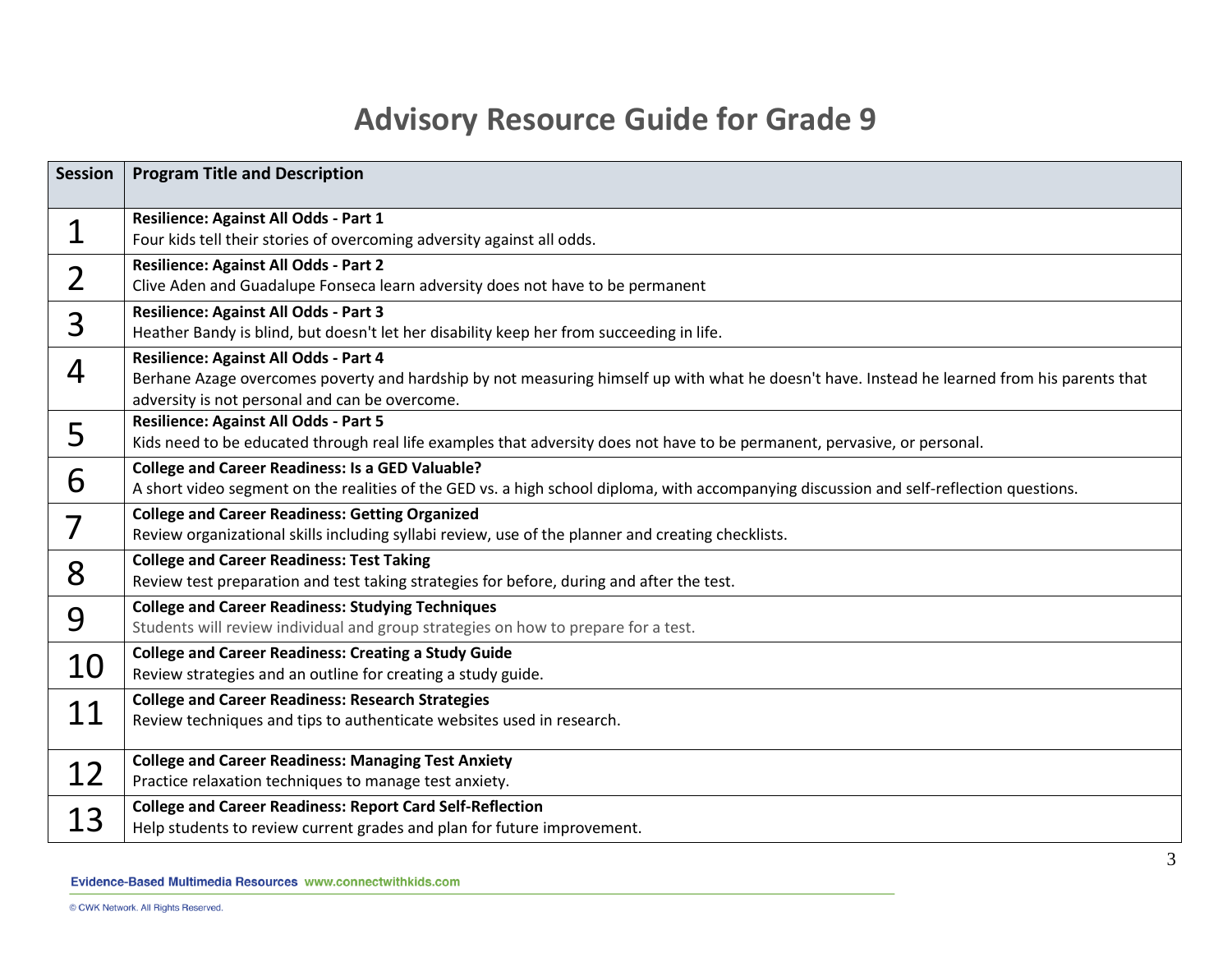# Advisory Resource Guide for Grade 9

| Session | Program Title and Description |
|---|---|
| 1 | **Resilience: Against All Odds - Part 1**<br>Four kids tell their stories of overcoming adversity against all odds. |
| 2 | **Resilience: Against All Odds - Part 2**<br>Clive Aden and Guadalupe Fonseca learn adversity does not have to be permanent |
| 3 | **Resilience: Against All Odds - Part 3**<br>Heather Bandy is blind, but doesn't let her disability keep her from succeeding in life. |
| 4 | **Resilience: Against All Odds - Part 4**<br>Berhane Azage overcomes poverty and hardship by not measuring himself up with what he doesn't have. Instead he learned from his parents that adversity is not personal and can be overcome. |
| 5 | **Resilience: Against All Odds - Part 5**<br>Kids need to be educated through real life examples that adversity does not have to be permanent, pervasive, or personal. |
| 6 | **College and Career Readiness: Is a GED Valuable?**<br>A short video segment on the realities of the GED vs. a high school diploma, with accompanying discussion and self-reflection questions. |
| 7 | **College and Career Readiness: Getting Organized**<br>Review organizational skills including syllabi review, use of the planner and creating checklists. |
| 8 | **College and Career Readiness: Test Taking**<br>Review test preparation and test taking strategies for before, during and after the test. |
| 9 | **College and Career Readiness: Studying Techniques**<br>Students will review individual and group strategies on how to prepare for a test. |
| 10 | **College and Career Readiness: Creating a Study Guide**<br>Review strategies and an outline for creating a study guide. |
| 11 | **College and Career Readiness: Research Strategies**<br>Review techniques and tips to authenticate websites used in research. |
| 12 | **College and Career Readiness: Managing Test Anxiety**<br>Practice relaxation techniques to manage test anxiety. |
| 13 | **College and Career Readiness: Report Card Self-Reflection**<br>Help students to review current grades and plan for future improvement. |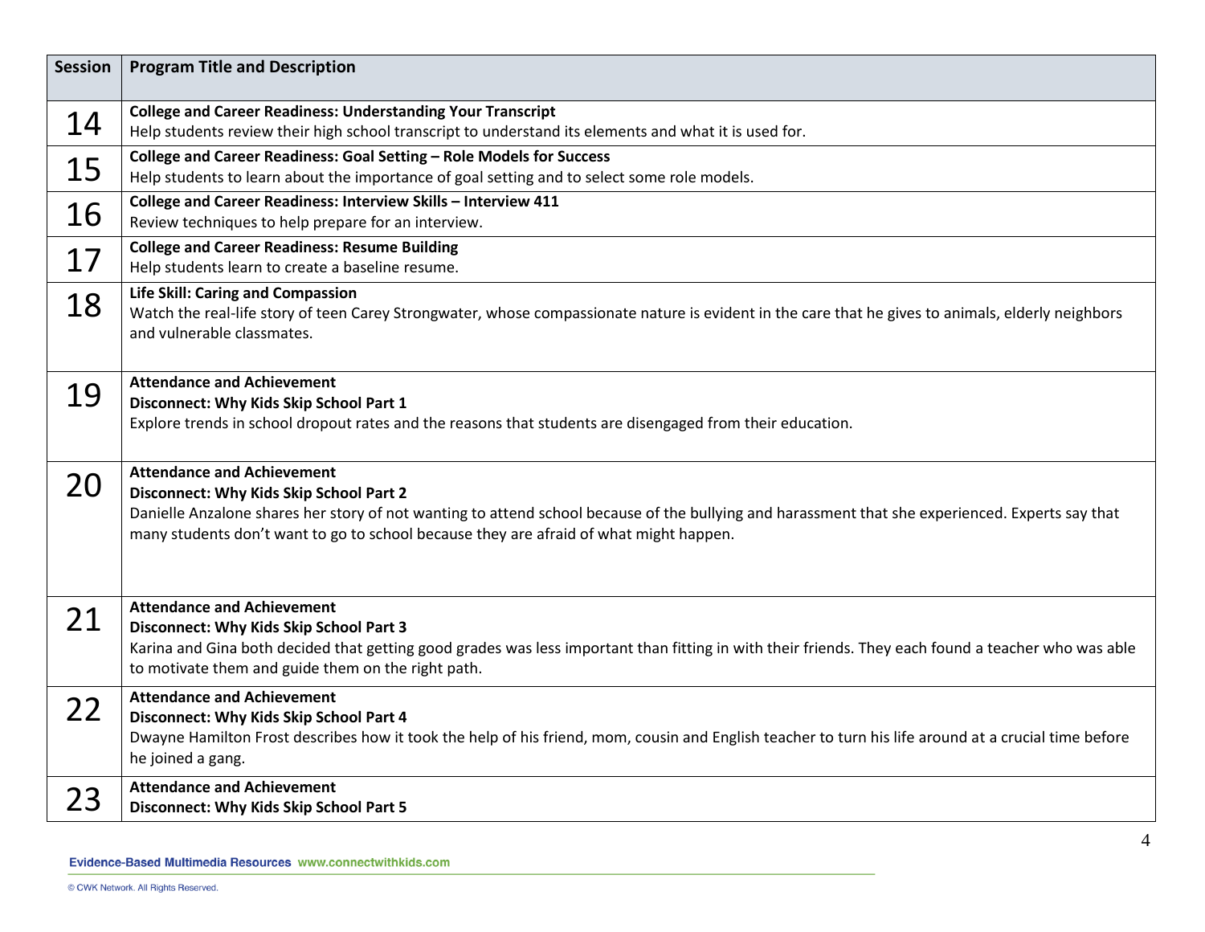| Session | Program Title and Description |
|---|---|
| 14 | **College and Career Readiness: Understanding Your Transcript**<br>Help students review their high school transcript to understand its elements and what it is used for. |
| 15 | **College and Career Readiness: Goal Setting – Role Models for Success**<br>Help students to learn about the importance of goal setting and to select some role models. |
| 16 | **College and Career Readiness: Interview Skills – Interview 411**<br>Review techniques to help prepare for an interview. |
| 17 | **College and Career Readiness: Resume Building**<br>Help students learn to create a baseline resume. |
| 18 | **Life Skill: Caring and Compassion**<br>Watch the real-life story of teen Carey Strongwater, whose compassionate nature is evident in the care that he gives to animals, elderly neighbors and vulnerable classmates. |
| 19 | **Attendance and Achievement**<br>**Disconnect: Why Kids Skip School Part 1**<br>Explore trends in school dropout rates and the reasons that students are disengaged from their education. |
| 20 | **Attendance and Achievement**<br>**Disconnect: Why Kids Skip School Part 2**<br>Danielle Anzalone shares her story of not wanting to attend school because of the bullying and harassment that she experienced. Experts say that many students don't want to go to school because they are afraid of what might happen. |
| 21 | **Attendance and Achievement**<br>**Disconnect: Why Kids Skip School Part 3**<br>Karina and Gina both decided that getting good grades was less important than fitting in with their friends. They each found a teacher who was able to motivate them and guide them on the right path. |
| 22 | **Attendance and Achievement**<br>**Disconnect: Why Kids Skip School Part 4**<br>Dwayne Hamilton Frost describes how it took the help of his friend, mom, cousin and English teacher to turn his life around at a crucial time before he joined a gang. |
| 23 | **Attendance and Achievement**<br>**Disconnect: Why Kids Skip School Part 5** |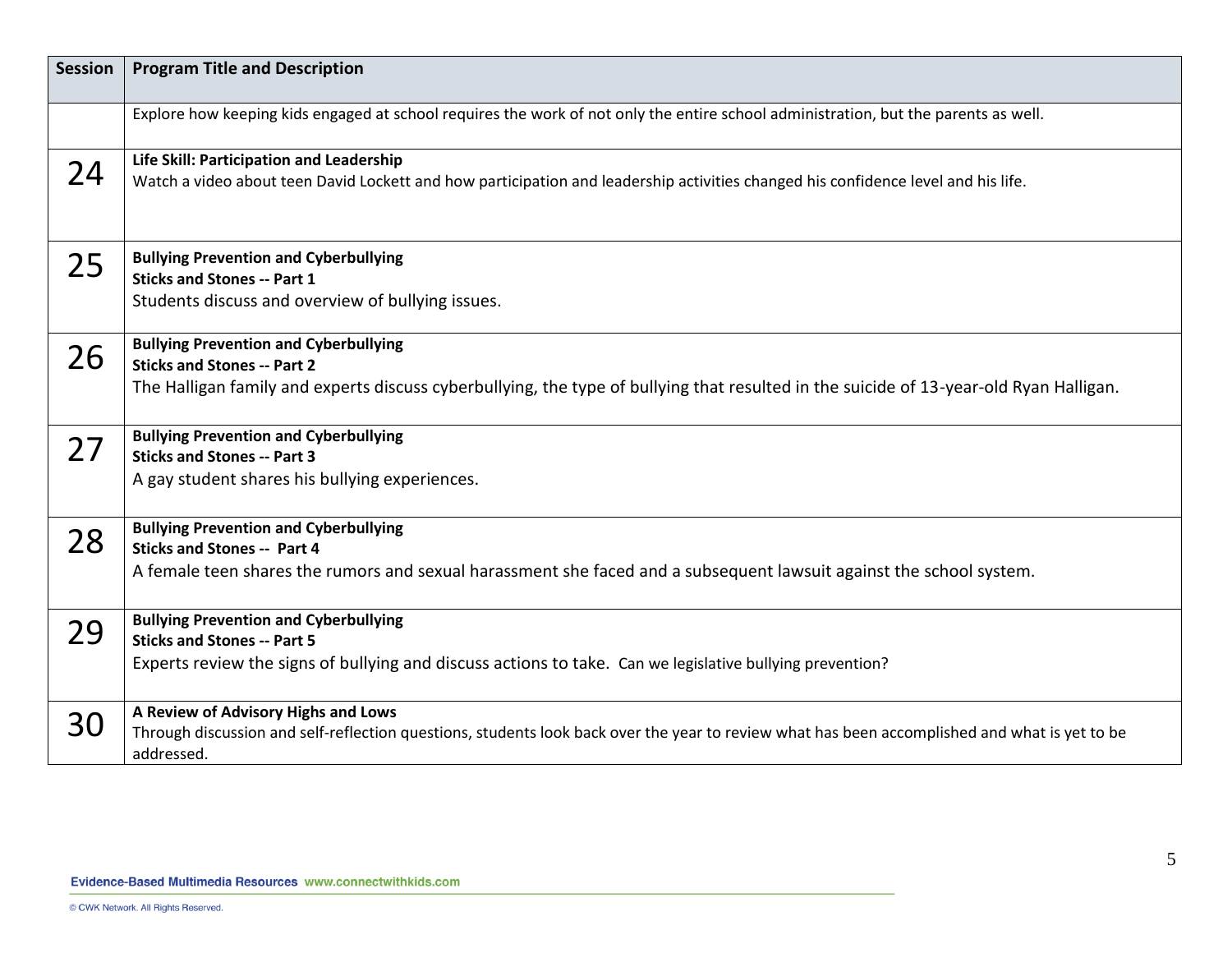| Session | Program Title and Description |
|---|---|
| | Explore how keeping kids engaged at school requires the work of not only the entire school administration, but the parents as well. |
| 24 | **Life Skill: Participation and Leadership**<br>Watch a video about teen David Lockett and how participation and leadership activities changed his confidence level and his life. |
| 25 | **Bullying Prevention and Cyberbullying**<br>**Sticks and Stones -- Part 1**<br>Students discuss and overview of bullying issues. |
| 26 | **Bullying Prevention and Cyberbullying**<br>**Sticks and Stones -- Part 2**<br>The Halligan family and experts discuss cyberbullying, the type of bullying that resulted in the suicide of 13-year-old Ryan Halligan. |
| 27 | **Bullying Prevention and Cyberbullying**<br>**Sticks and Stones -- Part 3**<br>A gay student shares his bullying experiences. |
| 28 | **Bullying Prevention and Cyberbullying**<br>**Sticks and Stones -- Part 4**<br>A female teen shares the rumors and sexual harassment she faced and a subsequent lawsuit against the school system. |
| 29 | **Bullying Prevention and Cyberbullying**<br>**Sticks and Stones -- Part 5**<br>Experts review the signs of bullying and discuss actions to take. Can we legislative bullying prevention? |
| 30 | **A Review of Advisory Highs and Lows**<br>Through discussion and self-reflection questions, students look back over the year to review what has been accomplished and what is yet to be addressed. |

Evidence-Based Multimedia Resources www.connectwithkids.com

© CWK Network. All Rights Reserved.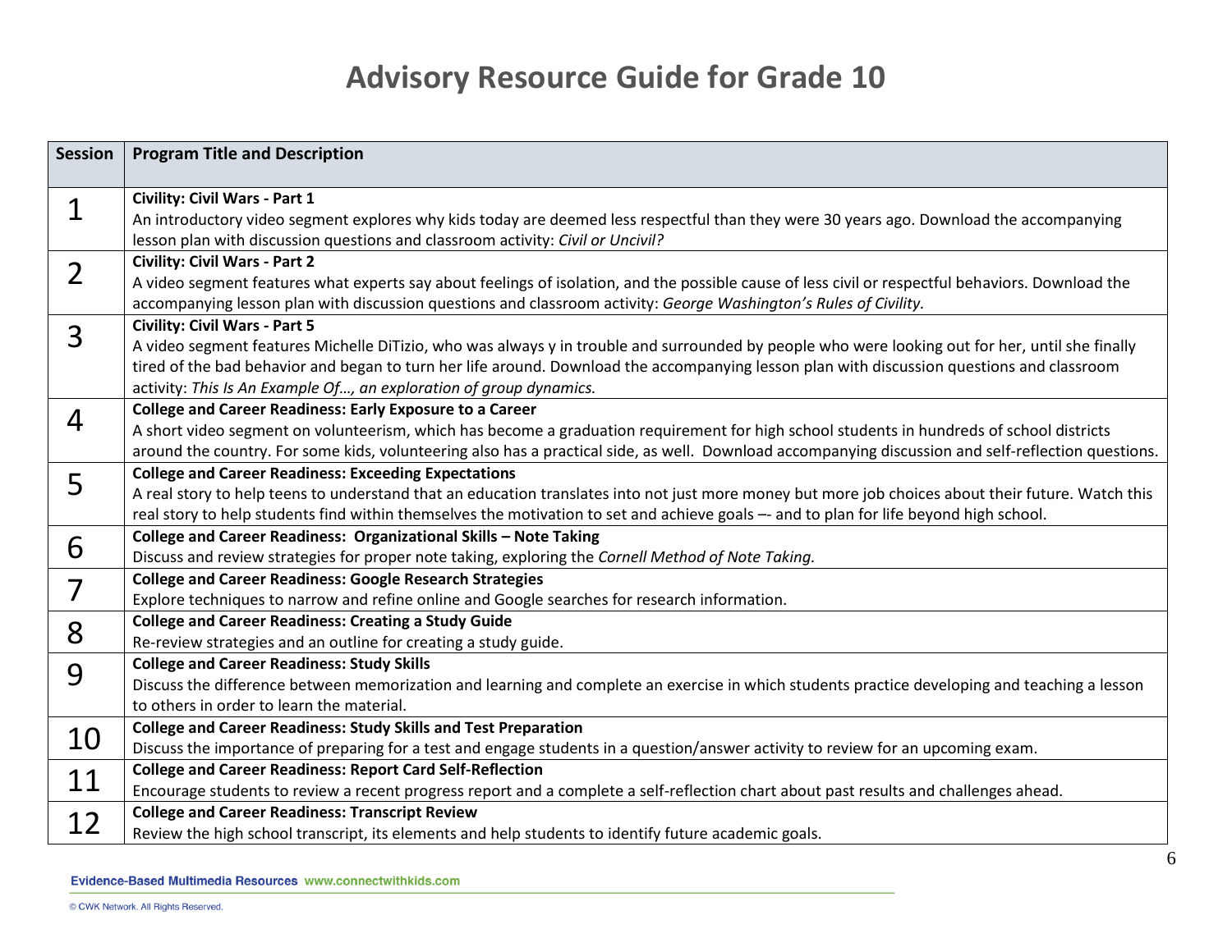# Advisory Resource Guide for Grade 10

| Session | Program Title and Description |
|---|---|
| 1 | **Civility: Civil Wars - Part 1**<br>An introductory video segment explores why kids today are deemed less respectful than they were 30 years ago. Download the accompanying lesson plan with discussion questions and classroom activity: *Civil or Uncivil?* |
| 2 | **Civility: Civil Wars - Part 2**<br>A video segment features what experts say about feelings of isolation, and the possible cause of less civil or respectful behaviors. Download the accompanying lesson plan with discussion questions and classroom activity: *George Washington's Rules of Civility.* |
| 3 | **Civility: Civil Wars - Part 5**<br>A video segment features Michelle DiTizio, who was always y in trouble and surrounded by people who were looking out for her, until she finally tired of the bad behavior and began to turn her life around. Download the accompanying lesson plan with discussion questions and classroom activity: *This Is An Example Of…, an exploration of group dynamics.* |
| 4 | **College and Career Readiness: Early Exposure to a Career**<br>A short video segment on volunteerism, which has become a graduation requirement for high school students in hundreds of school districts around the country. For some kids, volunteering also has a practical side, as well. Download accompanying discussion and self-reflection questions. |
| 5 | **College and Career Readiness: Exceeding Expectations**<br>A real story to help teens to understand that an education translates into not just more money but more job choices about their future. Watch this real story to help students find within themselves the motivation to set and achieve goals –- and to plan for life beyond high school. |
| 6 | **College and Career Readiness: Organizational Skills – Note Taking**<br>Discuss and review strategies for proper note taking, exploring the *Cornell Method of Note Taking.* |
| 7 | **College and Career Readiness: Google Research Strategies**<br>Explore techniques to narrow and refine online and Google searches for research information. |
| 8 | **College and Career Readiness: Creating a Study Guide**<br>Re-review strategies and an outline for creating a study guide. |
| 9 | **College and Career Readiness: Study Skills**<br>Discuss the difference between memorization and learning and complete an exercise in which students practice developing and teaching a lesson to others in order to learn the material. |
| 10 | **College and Career Readiness: Study Skills and Test Preparation**<br>Discuss the importance of preparing for a test and engage students in a question/answer activity to review for an upcoming exam. |
| 11 | **College and Career Readiness: Report Card Self-Reflection**<br>Encourage students to review a recent progress report and a complete a self-reflection chart about past results and challenges ahead. |
| 12 | **College and Career Readiness: Transcript Review**<br>Review the high school transcript, its elements and help students to identify future academic goals. |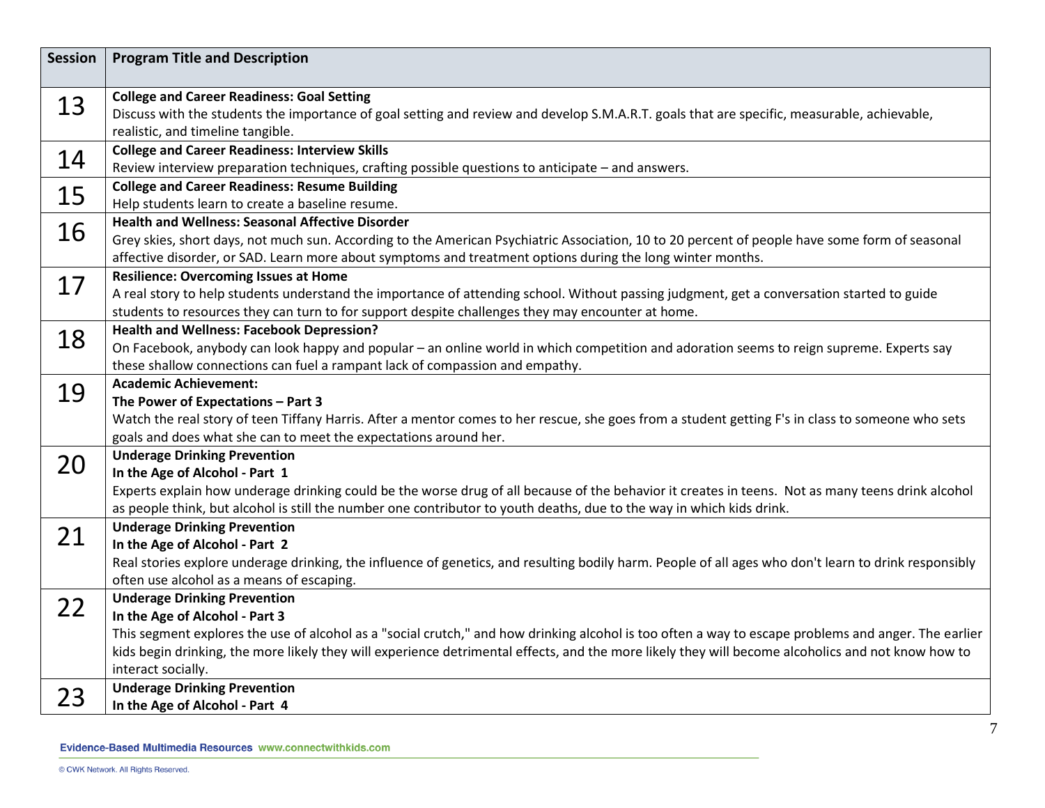| Session | Program Title and Description |
|---|---|
| 13 | **College and Career Readiness: Goal Setting**<br>Discuss with the students the importance of goal setting and review and develop S.M.A.R.T. goals that are specific, measurable, achievable, realistic, and timeline tangible. |
| 14 | **College and Career Readiness: Interview Skills**<br>Review interview preparation techniques, crafting possible questions to anticipate – and answers. |
| 15 | **College and Career Readiness: Resume Building**<br>Help students learn to create a baseline resume. |
| 16 | **Health and Wellness: Seasonal Affective Disorder**<br>Grey skies, short days, not much sun. According to the American Psychiatric Association, 10 to 20 percent of people have some form of seasonal affective disorder, or SAD. Learn more about symptoms and treatment options during the long winter months. |
| 17 | **Resilience: Overcoming Issues at Home**<br>A real story to help students understand the importance of attending school. Without passing judgment, get a conversation started to guide students to resources they can turn to for support despite challenges they may encounter at home. |
| 18 | **Health and Wellness: Facebook Depression?**<br>On Facebook, anybody can look happy and popular – an online world in which competition and adoration seems to reign supreme. Experts say these shallow connections can fuel a rampant lack of compassion and empathy. |
| 19 | **Academic Achievement:**<br>**The Power of Expectations – Part 3**<br>Watch the real story of teen Tiffany Harris. After a mentor comes to her rescue, she goes from a student getting F's in class to someone who sets goals and does what she can to meet the expectations around her. |
| 20 | **Underage Drinking Prevention**<br>**In the Age of Alcohol - Part 1**<br>Experts explain how underage drinking could be the worse drug of all because of the behavior it creates in teens. Not as many teens drink alcohol as people think, but alcohol is still the number one contributor to youth deaths, due to the way in which kids drink. |
| 21 | **Underage Drinking Prevention**<br>**In the Age of Alcohol - Part 2**<br>Real stories explore underage drinking, the influence of genetics, and resulting bodily harm. People of all ages who don't learn to drink responsibly often use alcohol as a means of escaping. |
| 22 | **Underage Drinking Prevention**<br>**In the Age of Alcohol - Part 3**<br>This segment explores the use of alcohol as a "social crutch," and how drinking alcohol is too often a way to escape problems and anger. The earlier kids begin drinking, the more likely they will experience detrimental effects, and the more likely they will become alcoholics and not know how to interact socially. |
| 23 | **Underage Drinking Prevention**<br>**In the Age of Alcohol - Part 4** |

Evidence-Based Multimedia Resources www.connectwithkids.com

© CWK Network. All Rights Reserved.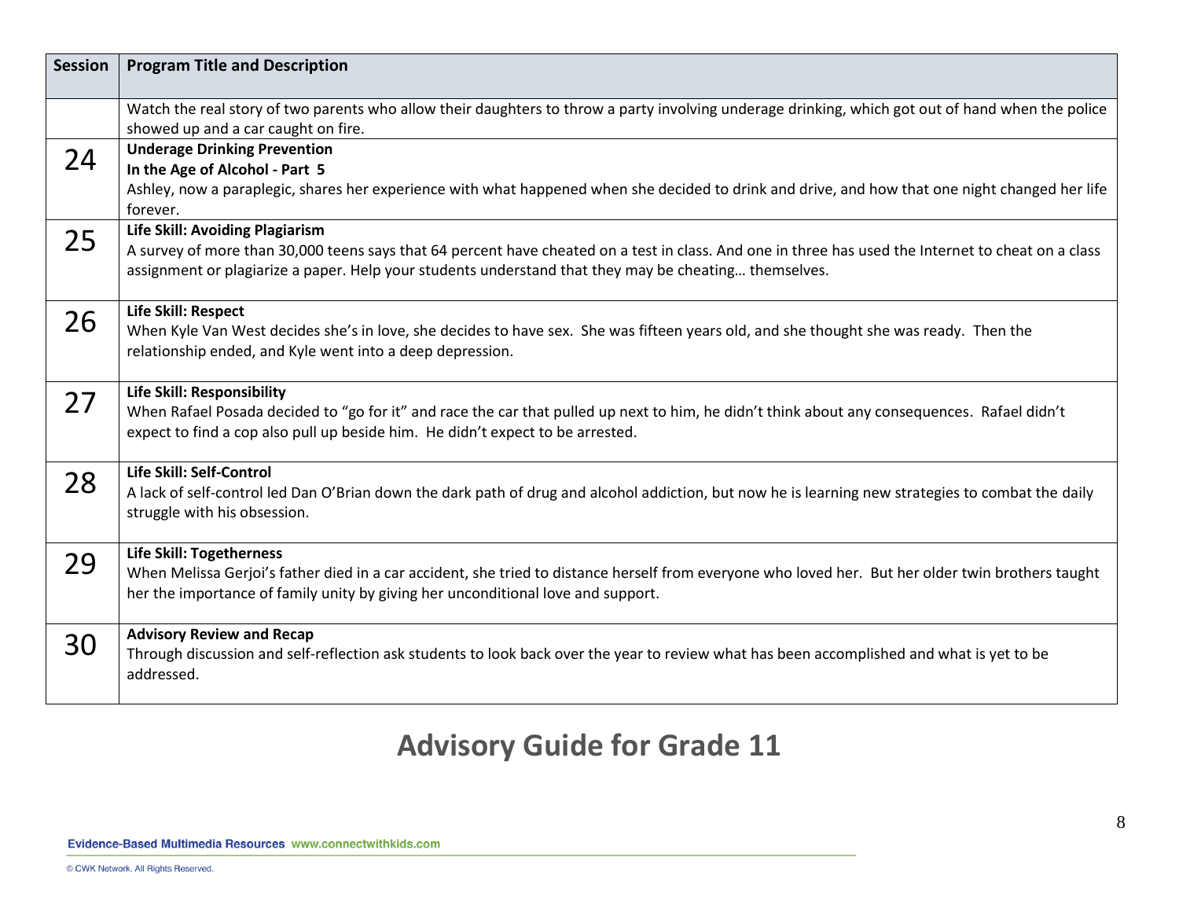| Session | Program Title and Description |
|---|---|
| | Watch the real story of two parents who allow their daughters to throw a party involving underage drinking, which got out of hand when the police showed up and a car caught on fire. |
| 24 | **Underage Drinking Prevention**<br>**In the Age of Alcohol - Part 5**<br>Ashley, now a paraplegic, shares her experience with what happened when she decided to drink and drive, and how that one night changed her life forever. |
| 25 | **Life Skill: Avoiding Plagiarism**<br>A survey of more than 30,000 teens says that 64 percent have cheated on a test in class. And one in three has used the Internet to cheat on a class assignment or plagiarize a paper. Help your students understand that they may be cheating… themselves. |
| 26 | **Life Skill: Respect**<br>When Kyle Van West decides she's in love, she decides to have sex. She was fifteen years old, and she thought she was ready. Then the relationship ended, and Kyle went into a deep depression. |
| 27 | **Life Skill: Responsibility**<br>When Rafael Posada decided to "go for it" and race the car that pulled up next to him, he didn't think about any consequences. Rafael didn't expect to find a cop also pull up beside him. He didn't expect to be arrested. |
| 28 | **Life Skill: Self-Control**<br>A lack of self-control led Dan O'Brian down the dark path of drug and alcohol addiction, but now he is learning new strategies to combat the daily struggle with his obsession. |
| 29 | **Life Skill: Togetherness**<br>When Melissa Gerjoi's father died in a car accident, she tried to distance herself from everyone who loved her. But her older twin brothers taught her the importance of family unity by giving her unconditional love and support. |
| 30 | **Advisory Review and Recap**<br>Through discussion and self-reflection ask students to look back over the year to review what has been accomplished and what is yet to be addressed. |

## Advisory Guide for Grade 11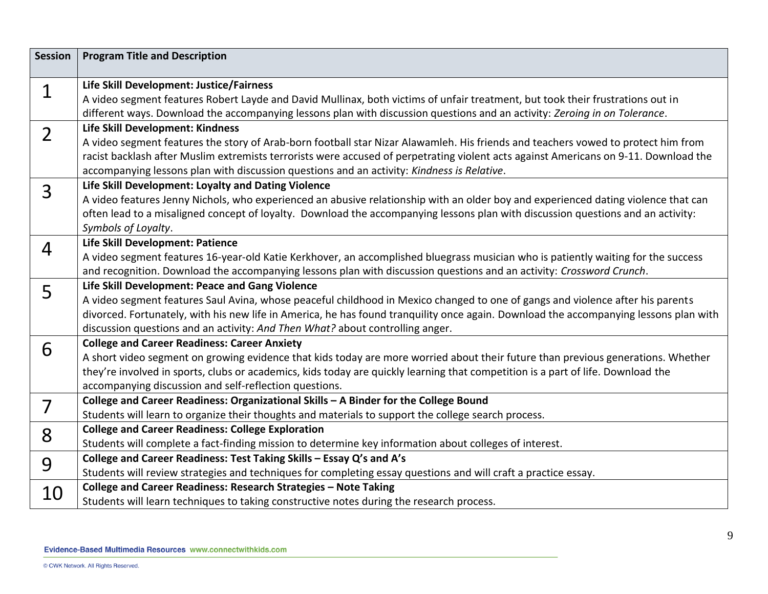| Session | Program Title and Description |
|---|---|
| 1 | **Life Skill Development: Justice/Fairness**<br>A video segment features Robert Layde and David Mullinax, both victims of unfair treatment, but took their frustrations out in different ways. Download the accompanying lessons plan with discussion questions and an activity: *Zeroing in on Tolerance*. |
| 2 | **Life Skill Development: Kindness**<br>A video segment features the story of Arab-born football star Nizar Alawamleh. His friends and teachers vowed to protect him from racist backlash after Muslim extremists terrorists were accused of perpetrating violent acts against Americans on 9-11. Download the accompanying lessons plan with discussion questions and an activity: *Kindness is Relative*. |
| 3 | **Life Skill Development: Loyalty and Dating Violence**<br>A video features Jenny Nichols, who experienced an abusive relationship with an older boy and experienced dating violence that can often lead to a misaligned concept of loyalty. Download the accompanying lessons plan with discussion questions and an activity: *Symbols of Loyalty*. |
| 4 | **Life Skill Development: Patience**<br>A video segment features 16-year-old Katie Kerkhover, an accomplished bluegrass musician who is patiently waiting for the success and recognition. Download the accompanying lessons plan with discussion questions and an activity: *Crossword Crunch*. |
| 5 | **Life Skill Development: Peace and Gang Violence**<br>A video segment features Saul Avina, whose peaceful childhood in Mexico changed to one of gangs and violence after his parents divorced. Fortunately, with his new life in America, he has found tranquility once again. Download the accompanying lessons plan with discussion questions and an activity: *And Then What?* about controlling anger. |
| 6 | **College and Career Readiness: Career Anxiety**<br>A short video segment on growing evidence that kids today are more worried about their future than previous generations. Whether they're involved in sports, clubs or academics, kids today are quickly learning that competition is a part of life. Download the accompanying discussion and self-reflection questions. |
| 7 | **College and Career Readiness: Organizational Skills – A Binder for the College Bound**<br>Students will learn to organize their thoughts and materials to support the college search process. |
| 8 | **College and Career Readiness: College Exploration**<br>Students will complete a fact-finding mission to determine key information about colleges of interest. |
| 9 | **College and Career Readiness: Test Taking Skills – Essay Q's and A's**<br>Students will review strategies and techniques for completing essay questions and will craft a practice essay. |
| 10 | **College and Career Readiness: Research Strategies – Note Taking**<br>Students will learn techniques to taking constructive notes during the research process. |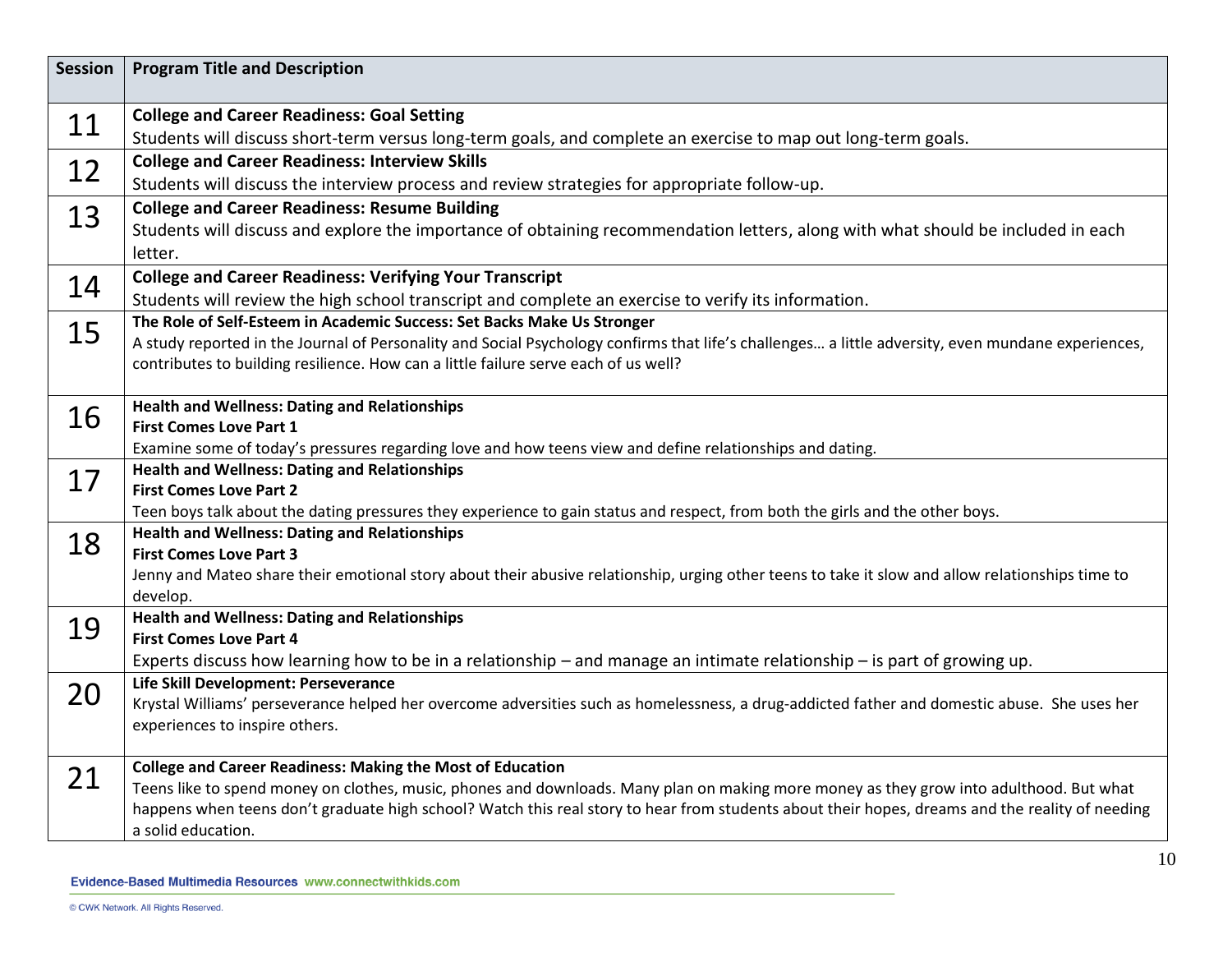| Session | Program Title and Description |
|---|---|
| 11 | **College and Career Readiness: Goal Setting**<br>Students will discuss short-term versus long-term goals, and complete an exercise to map out long-term goals. |
| 12 | **College and Career Readiness: Interview Skills**<br>Students will discuss the interview process and review strategies for appropriate follow-up. |
| 13 | **College and Career Readiness: Resume Building**<br>Students will discuss and explore the importance of obtaining recommendation letters, along with what should be included in each letter. |
| 14 | **College and Career Readiness: Verifying Your Transcript**<br>Students will review the high school transcript and complete an exercise to verify its information. |
| 15 | **The Role of Self-Esteem in Academic Success: Set Backs Make Us Stronger**<br>A study reported in the Journal of Personality and Social Psychology confirms that life's challenges… a little adversity, even mundane experiences, contributes to building resilience. How can a little failure serve each of us well? |
| 16 | **Health and Wellness: Dating and Relationships**<br>**First Comes Love Part 1**<br>Examine some of today's pressures regarding love and how teens view and define relationships and dating. |
| 17 | **Health and Wellness: Dating and Relationships**<br>**First Comes Love Part 2**<br>Teen boys talk about the dating pressures they experience to gain status and respect, from both the girls and the other boys. |
| 18 | **Health and Wellness: Dating and Relationships**<br>**First Comes Love Part 3**<br>Jenny and Mateo share their emotional story about their abusive relationship, urging other teens to take it slow and allow relationships time to develop. |
| 19 | **Health and Wellness: Dating and Relationships**<br>**First Comes Love Part 4**<br>Experts discuss how learning how to be in a relationship – and manage an intimate relationship – is part of growing up. |
| 20 | **Life Skill Development: Perseverance**<br>Krystal Williams' perseverance helped her overcome adversities such as homelessness, a drug-addicted father and domestic abuse. She uses her experiences to inspire others. |
| 21 | **College and Career Readiness: Making the Most of Education**<br>Teens like to spend money on clothes, music, phones and downloads. Many plan on making more money as they grow into adulthood. But what happens when teens don't graduate high school? Watch this real story to hear from students about their hopes, dreams and the reality of needing a solid education. |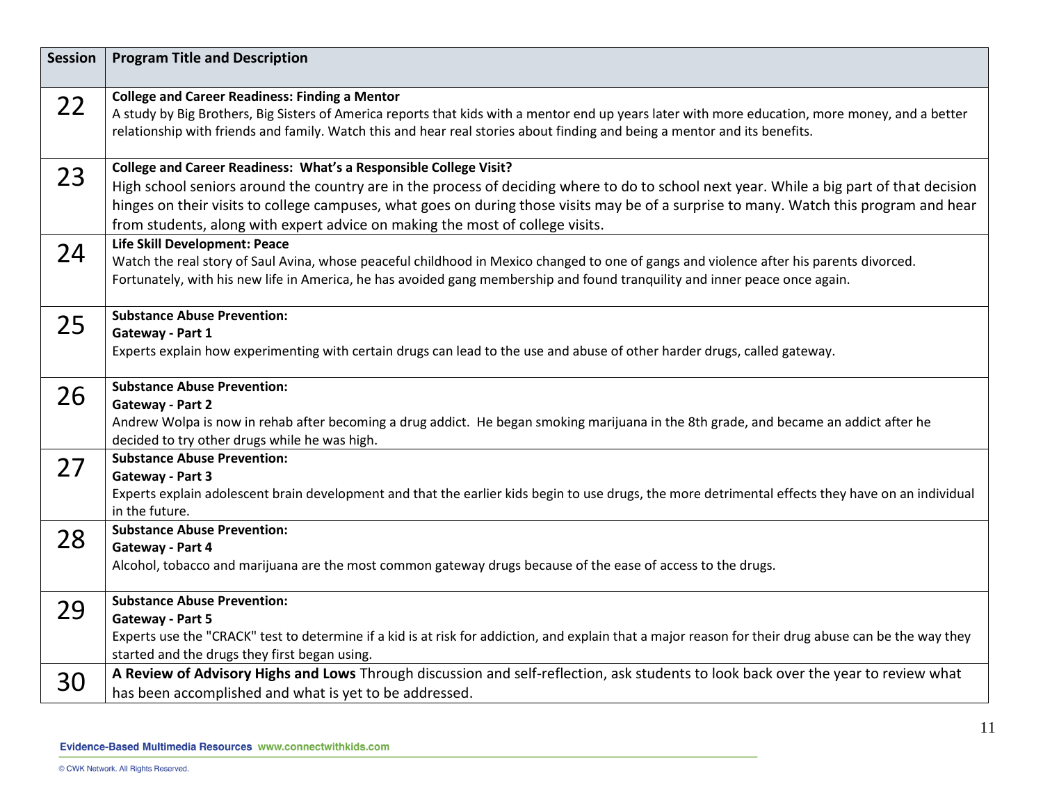| Session | Program Title and Description |
|---|---|
| 22 | **College and Career Readiness: Finding a Mentor** A study by Big Brothers, Big Sisters of America reports that kids with a mentor end up years later with more education, more money, and a better relationship with friends and family. Watch this and hear real stories about finding and being a mentor and its benefits. |
| 23 | **College and Career Readiness: What's a Responsible College Visit?** High school seniors around the country are in the process of deciding where to do to school next year. While a big part of that decision hinges on their visits to college campuses, what goes on during those visits may be of a surprise to many. Watch this program and hear from students, along with expert advice on making the most of college visits. |
| 24 | **Life Skill Development: Peace** Watch the real story of Saul Avina, whose peaceful childhood in Mexico changed to one of gangs and violence after his parents divorced. Fortunately, with his new life in America, he has avoided gang membership and found tranquility and inner peace once again. |
| 25 | **Substance Abuse Prevention: Gateway - Part 1** Experts explain how experimenting with certain drugs can lead to the use and abuse of other harder drugs, called gateway. |
| 26 | **Substance Abuse Prevention: Gateway - Part 2** Andrew Wolpa is now in rehab after becoming a drug addict. He began smoking marijuana in the 8th grade, and became an addict after he decided to try other drugs while he was high. |
| 27 | **Substance Abuse Prevention: Gateway - Part 3** Experts explain adolescent brain development and that the earlier kids begin to use drugs, the more detrimental effects they have on an individual in the future. |
| 28 | **Substance Abuse Prevention: Gateway - Part 4** Alcohol, tobacco and marijuana are the most common gateway drugs because of the ease of access to the drugs. |
| 29 | **Substance Abuse Prevention: Gateway - Part 5** Experts use the "CRACK" test to determine if a kid is at risk for addiction, and explain that a major reason for their drug abuse can be the way they started and the drugs they first began using. |
| 30 | **A Review of Advisory Highs and Lows** Through discussion and self-reflection, ask students to look back over the year to review what has been accomplished and what is yet to be addressed. |

Evidence-Based Multimedia Resources www.connectwithkids.com

© CWK Network. All Rights Reserved.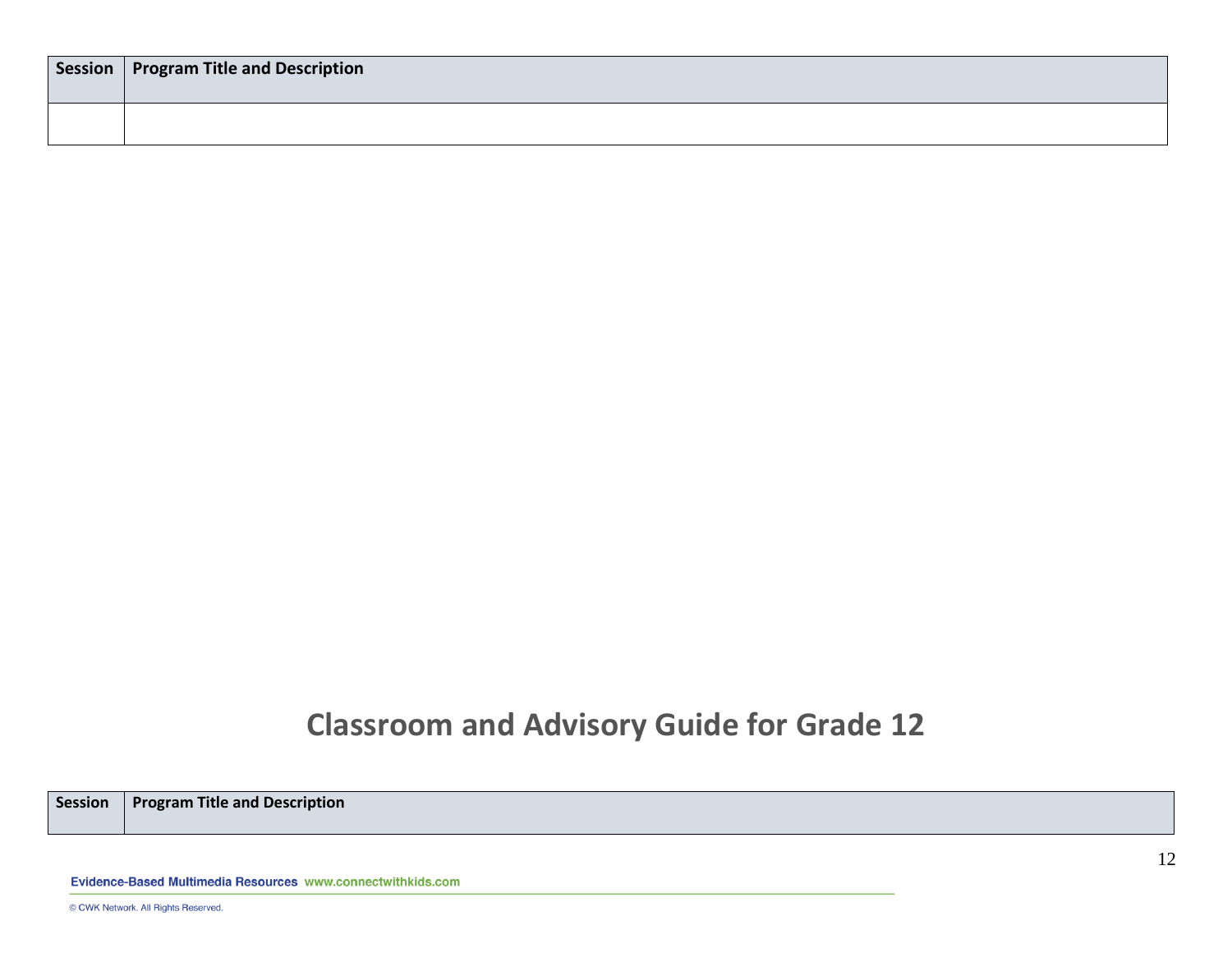| Session | Program Title and Description |
|---|---|
| | |

## Classroom and Advisory Guide for Grade 12

| Session | Program Title and Description |
|---|---|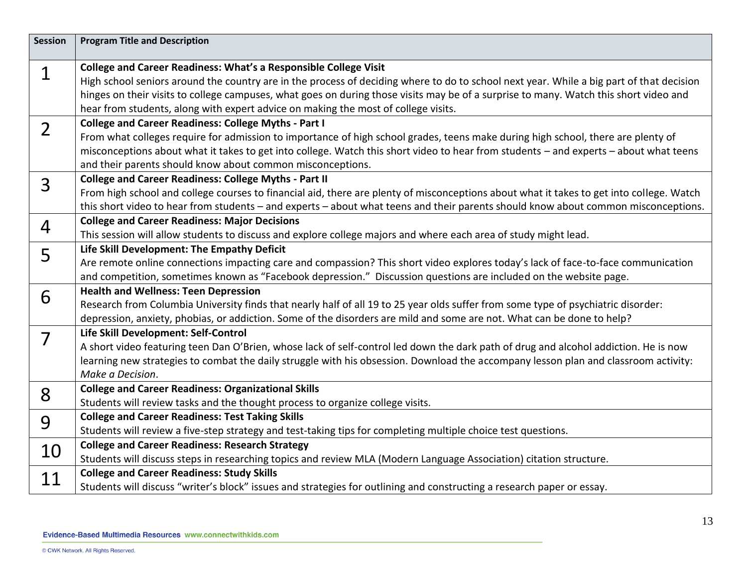| Session | Program Title and Description |
|---|---|
| 1 | **College and Career Readiness: What's a Responsible College Visit**<br>High school seniors around the country are in the process of deciding where to do to school next year. While a big part of that decision hinges on their visits to college campuses, what goes on during those visits may be of a surprise to many. Watch this short video and hear from students, along with expert advice on making the most of college visits. |
| 2 | **College and Career Readiness: College Myths - Part I**<br>From what colleges require for admission to importance of high school grades, teens make during high school, there are plenty of misconceptions about what it takes to get into college. Watch this short video to hear from students – and experts – about what teens and their parents should know about common misconceptions. |
| 3 | **College and Career Readiness: College Myths - Part II**<br>From high school and college courses to financial aid, there are plenty of misconceptions about what it takes to get into college. Watch this short video to hear from students – and experts – about what teens and their parents should know about common misconceptions. |
| 4 | **College and Career Readiness: Major Decisions**<br>This session will allow students to discuss and explore college majors and where each area of study might lead. |
| 5 | **Life Skill Development: The Empathy Deficit**<br>Are remote online connections impacting care and compassion? This short video explores today's lack of face-to-face communication and competition, sometimes known as "Facebook depression." Discussion questions are included on the website page. |
| 6 | **Health and Wellness: Teen Depression**<br>Research from Columbia University finds that nearly half of all 19 to 25 year olds suffer from some type of psychiatric disorder: depression, anxiety, phobias, or addiction. Some of the disorders are mild and some are not. What can be done to help? |
| 7 | **Life Skill Development: Self-Control**<br>A short video featuring teen Dan O'Brien, whose lack of self-control led down the dark path of drug and alcohol addiction. He is now learning new strategies to combat the daily struggle with his obsession. Download the accompany lesson plan and classroom activity: *Make a Decision*. |
| 8 | **College and Career Readiness: Organizational Skills**<br>Students will review tasks and the thought process to organize college visits. |
| 9 | **College and Career Readiness: Test Taking Skills**<br>Students will review a five-step strategy and test-taking tips for completing multiple choice test questions. |
| 10 | **College and Career Readiness: Research Strategy**<br>Students will discuss steps in researching topics and review MLA (Modern Language Association) citation structure. |
| 11 | **College and Career Readiness: Study Skills**<br>Students will discuss "writer's block" issues and strategies for outlining and constructing a research paper or essay. |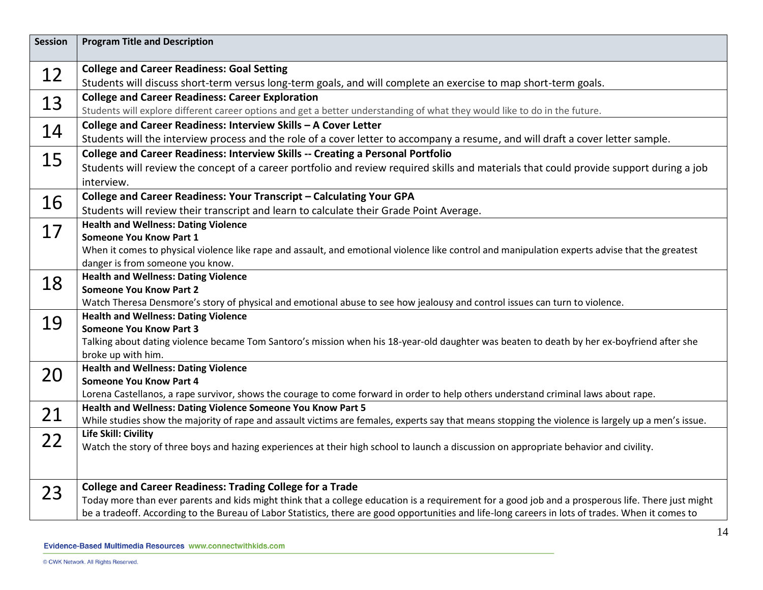| Session | Program Title and Description |
|---|---|
| 12 | **College and Career Readiness: Goal Setting**<br>Students will discuss short-term versus long-term goals, and will complete an exercise to map short-term goals. |
| 13 | **College and Career Readiness: Career Exploration**<br>Students will explore different career options and get a better understanding of what they would like to do in the future. |
| 14 | **College and Career Readiness: Interview Skills – A Cover Letter**<br>Students will the interview process and the role of a cover letter to accompany a resume, and will draft a cover letter sample. |
| 15 | **College and Career Readiness: Interview Skills -- Creating a Personal Portfolio**<br>Students will review the concept of a career portfolio and review required skills and materials that could provide support during a job interview. |
| 16 | **College and Career Readiness: Your Transcript – Calculating Your GPA**<br>Students will review their transcript and learn to calculate their Grade Point Average. |
| 17 | **Health and Wellness: Dating Violence**<br>**Someone You Know Part 1**<br>When it comes to physical violence like rape and assault, and emotional violence like control and manipulation experts advise that the greatest danger is from someone you know. |
| 18 | **Health and Wellness: Dating Violence**<br>**Someone You Know Part 2**<br>Watch Theresa Densmore's story of physical and emotional abuse to see how jealousy and control issues can turn to violence. |
| 19 | **Health and Wellness: Dating Violence**<br>**Someone You Know Part 3**<br>Talking about dating violence became Tom Santoro's mission when his 18-year-old daughter was beaten to death by her ex-boyfriend after she broke up with him. |
| 20 | **Health and Wellness: Dating Violence**<br>**Someone You Know Part 4**<br>Lorena Castellanos, a rape survivor, shows the courage to come forward in order to help others understand criminal laws about rape. |
| 21 | **Health and Wellness: Dating Violence Someone You Know Part 5**<br>While studies show the majority of rape and assault victims are females, experts say that means stopping the violence is largely up a men's issue. |
| 22 | **Life Skill: Civility**<br>Watch the story of three boys and hazing experiences at their high school to launch a discussion on appropriate behavior and civility. |
| 23 | **College and Career Readiness: Trading College for a Trade**<br>Today more than ever parents and kids might think that a college education is a requirement for a good job and a prosperous life. There just might be a tradeoff. According to the Bureau of Labor Statistics, there are good opportunities and life-long careers in lots of trades. When it comes to |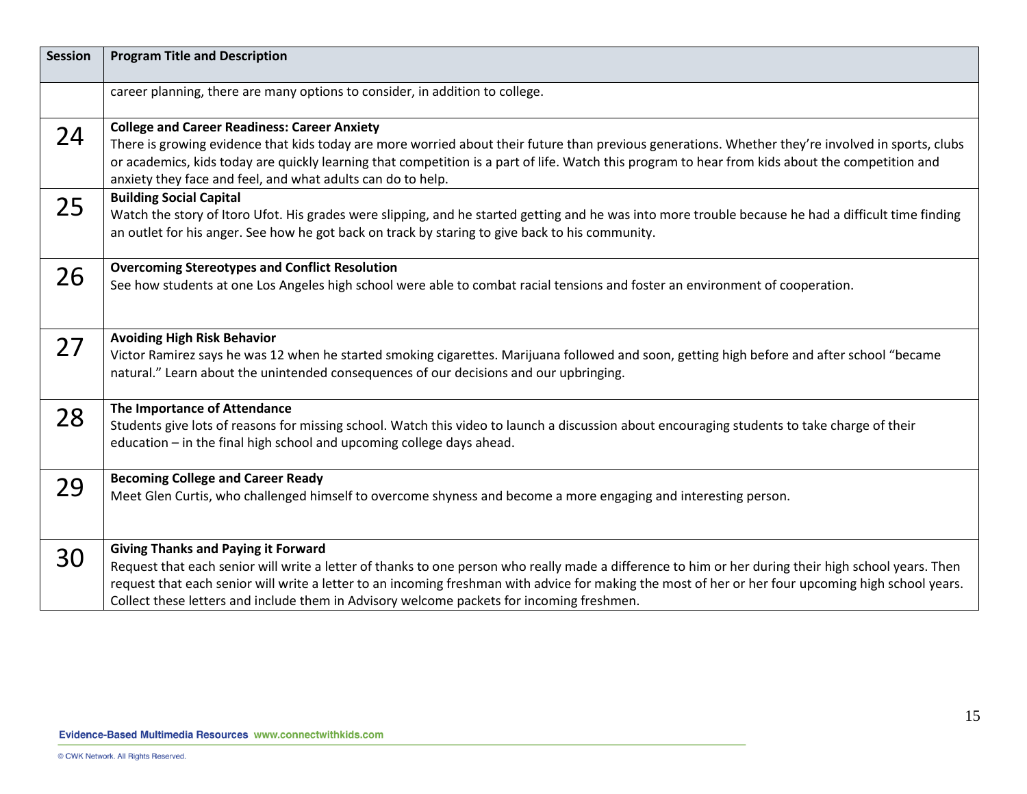| Session | Program Title and Description |
|---|---|
| | career planning, there are many options to consider, in addition to college. |
| 24 | **College and Career Readiness: Career Anxiety**<br>There is growing evidence that kids today are more worried about their future than previous generations. Whether they're involved in sports, clubs or academics, kids today are quickly learning that competition is a part of life. Watch this program to hear from kids about the competition and anxiety they face and feel, and what adults can do to help. |
| 25 | **Building Social Capital**<br>Watch the story of Itoro Ufot. His grades were slipping, and he started getting and he was into more trouble because he had a difficult time finding an outlet for his anger. See how he got back on track by staring to give back to his community. |
| 26 | **Overcoming Stereotypes and Conflict Resolution**<br>See how students at one Los Angeles high school were able to combat racial tensions and foster an environment of cooperation. |
| 27 | **Avoiding High Risk Behavior**<br>Victor Ramirez says he was 12 when he started smoking cigarettes. Marijuana followed and soon, getting high before and after school "became natural." Learn about the unintended consequences of our decisions and our upbringing. |
| 28 | **The Importance of Attendance**<br>Students give lots of reasons for missing school. Watch this video to launch a discussion about encouraging students to take charge of their education – in the final high school and upcoming college days ahead. |
| 29 | **Becoming College and Career Ready**<br>Meet Glen Curtis, who challenged himself to overcome shyness and become a more engaging and interesting person. |
| 30 | **Giving Thanks and Paying it Forward**<br>Request that each senior will write a letter of thanks to one person who really made a difference to him or her during their high school years. Then request that each senior will write a letter to an incoming freshman with advice for making the most of her or her four upcoming high school years. Collect these letters and include them in Advisory welcome packets for incoming freshmen. |